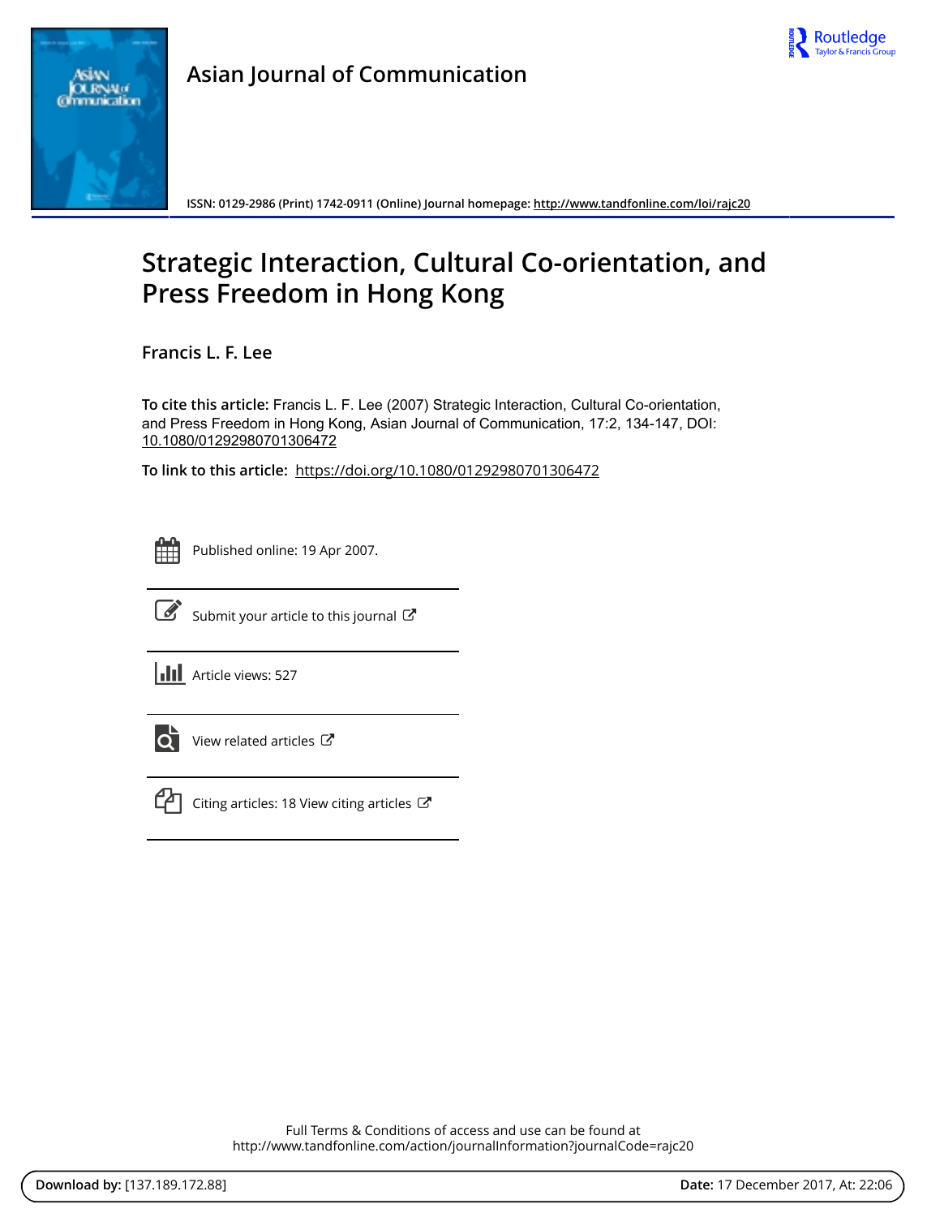Asian Journal of Communication

ISSN: 0129-2986 (Print) 1742-0911 (Online) Journal homepage: http://www.tandfonline.com/loi/rajc20

# Strategic Interaction, Cultural Co-orientation, and Press Freedom in Hong Kong

Francis L. F. Lee

**To cite this article:** Francis L. F. Lee (2007) Strategic Interaction, Cultural Co-orientation, and Press Freedom in Hong Kong, Asian Journal of Communication, 17:2, 134-147, DOI: 10.1080/01292980701306472

**To link to this article:** https://doi.org/10.1080/01292980701306472

Published online: 19 Apr 2007.

Submit your article to this journal

Article views: 527

View related articles

Citing articles: 18 View citing articles

Full Terms & Conditions of access and use can be found at
http://www.tandfonline.com/action/journalInformation?journalCode=rajc20

**Download by:** [137.189.172.88] **Date:** 17 December 2017, At: 22:06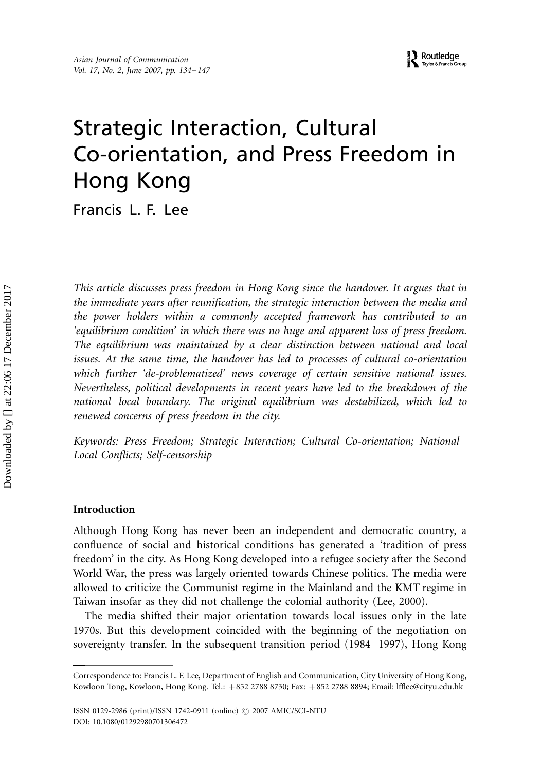# Strategic Interaction, Cultural Co-orientation, and Press Freedom in Hong Kong

Francis L. F. Lee

*This article discusses press freedom in Hong Kong since the handover. It argues that in the immediate years after reunification, the strategic interaction between the media and the power holders within a commonly accepted framework has contributed to an 'equilibrium condition' in which there was no huge and apparent loss of press freedom. The equilibrium was maintained by a clear distinction between national and local issues. At the same time, the handover has led to processes of cultural co-orientation which further 'de-problematized' news coverage of certain sensitive national issues. Nevertheless, political developments in recent years have led to the breakdown of the national–local boundary. The original equilibrium was destabilized, which led to renewed concerns of press freedom in the city.*

*Keywords: Press Freedom; Strategic Interaction; Cultural Co-orientation; National–Local Conflicts; Self-censorship*

## Introduction

Although Hong Kong has never been an independent and democratic country, a confluence of social and historical conditions has generated a 'tradition of press freedom' in the city. As Hong Kong developed into a refugee society after the Second World War, the press was largely oriented towards Chinese politics. The media were allowed to criticize the Communist regime in the Mainland and the KMT regime in Taiwan insofar as they did not challenge the colonial authority (Lee, 2000).

The media shifted their major orientation towards local issues only in the late 1970s. But this development coincided with the beginning of the negotiation on sovereignty transfer. In the subsequent transition period (1984–1997), Hong Kong

---

Correspondence to: Francis L. F. Lee, Department of English and Communication, City University of Hong Kong, Kowloon Tong, Kowloon, Hong Kong. Tel.: +852 2788 8730; Fax: +852 2788 8894; Email: lfflee@cityu.edu.hk

ISSN 0129-2986 (print)/ISSN 1742-0911 (online) © 2007 AMIC/SCI-NTU
DOI: 10.1080/01292980701306472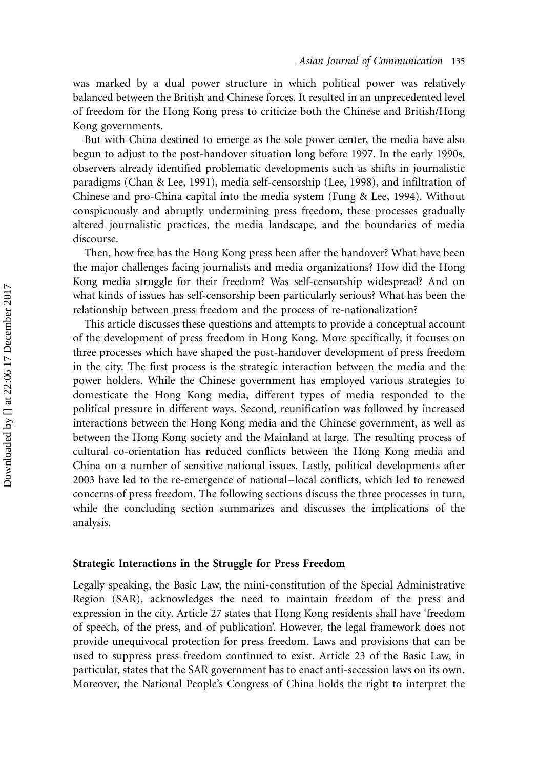was marked by a dual power structure in which political power was relatively balanced between the British and Chinese forces. It resulted in an unprecedented level of freedom for the Hong Kong press to criticize both the Chinese and British/Hong Kong governments.

But with China destined to emerge as the sole power center, the media have also begun to adjust to the post-handover situation long before 1997. In the early 1990s, observers already identified problematic developments such as shifts in journalistic paradigms (Chan & Lee, 1991), media self-censorship (Lee, 1998), and infiltration of Chinese and pro-China capital into the media system (Fung & Lee, 1994). Without conspicuously and abruptly undermining press freedom, these processes gradually altered journalistic practices, the media landscape, and the boundaries of media discourse.

Then, how free has the Hong Kong press been after the handover? What have been the major challenges facing journalists and media organizations? How did the Hong Kong media struggle for their freedom? Was self-censorship widespread? And on what kinds of issues has self-censorship been particularly serious? What has been the relationship between press freedom and the process of re-nationalization?

This article discusses these questions and attempts to provide a conceptual account of the development of press freedom in Hong Kong. More specifically, it focuses on three processes which have shaped the post-handover development of press freedom in the city. The first process is the strategic interaction between the media and the power holders. While the Chinese government has employed various strategies to domesticate the Hong Kong media, different types of media responded to the political pressure in different ways. Second, reunification was followed by increased interactions between the Hong Kong media and the Chinese government, as well as between the Hong Kong society and the Mainland at large. The resulting process of cultural co-orientation has reduced conflicts between the Hong Kong media and China on a number of sensitive national issues. Lastly, political developments after 2003 have led to the re-emergence of national–local conflicts, which led to renewed concerns of press freedom. The following sections discuss the three processes in turn, while the concluding section summarizes and discusses the implications of the analysis.

## Strategic Interactions in the Struggle for Press Freedom

Legally speaking, the Basic Law, the mini-constitution of the Special Administrative Region (SAR), acknowledges the need to maintain freedom of the press and expression in the city. Article 27 states that Hong Kong residents shall have 'freedom of speech, of the press, and of publication'. However, the legal framework does not provide unequivocal protection for press freedom. Laws and provisions that can be used to suppress press freedom continued to exist. Article 23 of the Basic Law, in particular, states that the SAR government has to enact anti-secession laws on its own. Moreover, the National People's Congress of China holds the right to interpret the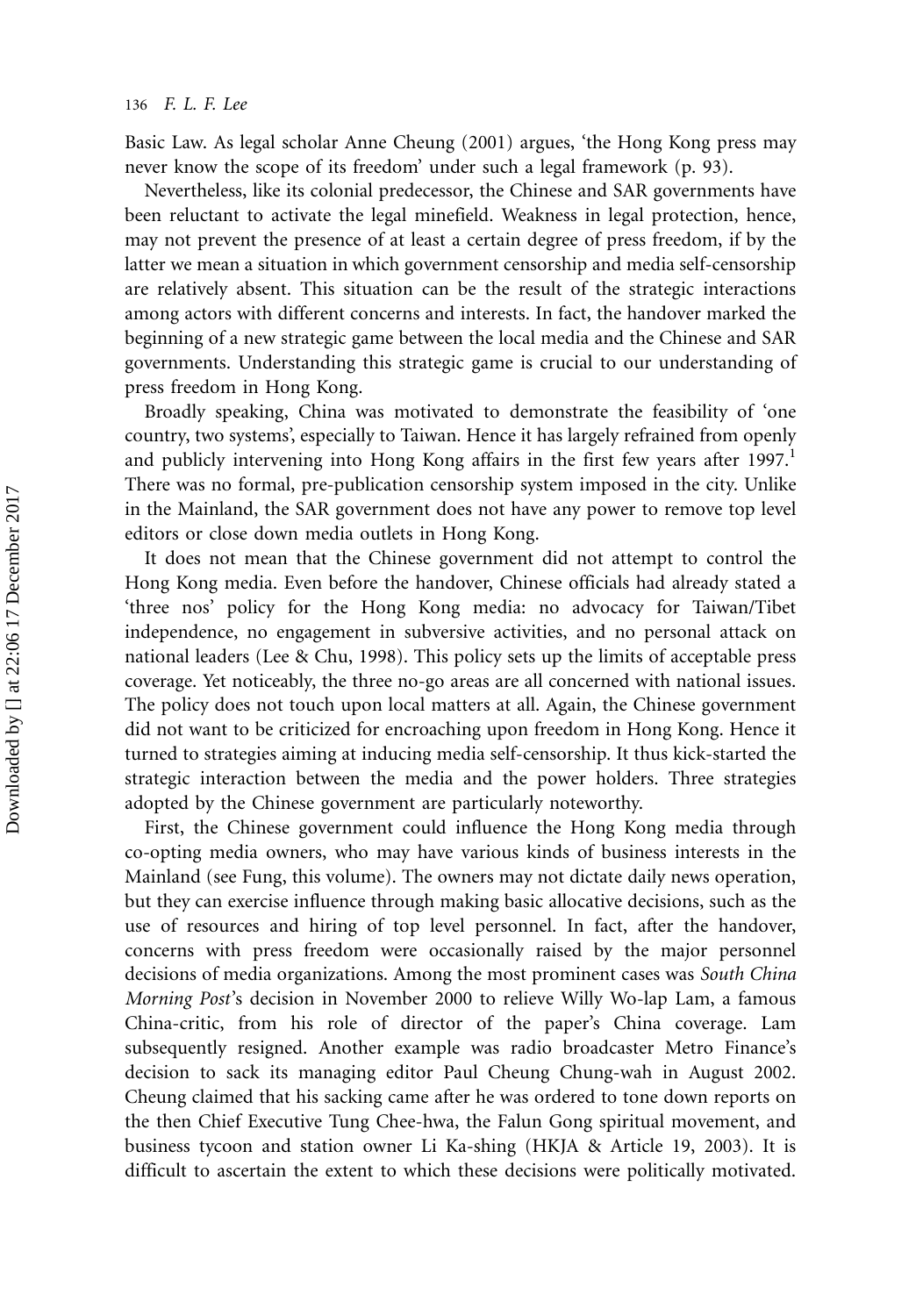Basic Law. As legal scholar Anne Cheung (2001) argues, 'the Hong Kong press may never know the scope of its freedom' under such a legal framework (p. 93).

Nevertheless, like its colonial predecessor, the Chinese and SAR governments have been reluctant to activate the legal minefield. Weakness in legal protection, hence, may not prevent the presence of at least a certain degree of press freedom, if by the latter we mean a situation in which government censorship and media self-censorship are relatively absent. This situation can be the result of the strategic interactions among actors with different concerns and interests. In fact, the handover marked the beginning of a new strategic game between the local media and the Chinese and SAR governments. Understanding this strategic game is crucial to our understanding of press freedom in Hong Kong.

Broadly speaking, China was motivated to demonstrate the feasibility of 'one country, two systems', especially to Taiwan. Hence it has largely refrained from openly and publicly intervening into Hong Kong affairs in the first few years after 1997.[1] There was no formal, pre-publication censorship system imposed in the city. Unlike in the Mainland, the SAR government does not have any power to remove top level editors or close down media outlets in Hong Kong.

It does not mean that the Chinese government did not attempt to control the Hong Kong media. Even before the handover, Chinese officials had already stated a 'three nos' policy for the Hong Kong media: no advocacy for Taiwan/Tibet independence, no engagement in subversive activities, and no personal attack on national leaders (Lee & Chu, 1998). This policy sets up the limits of acceptable press coverage. Yet noticeably, the three no-go areas are all concerned with national issues. The policy does not touch upon local matters at all. Again, the Chinese government did not want to be criticized for encroaching upon freedom in Hong Kong. Hence it turned to strategies aiming at inducing media self-censorship. It thus kick-started the strategic interaction between the media and the power holders. Three strategies adopted by the Chinese government are particularly noteworthy.

First, the Chinese government could influence the Hong Kong media through co-opting media owners, who may have various kinds of business interests in the Mainland (see Fung, this volume). The owners may not dictate daily news operation, but they can exercise influence through making basic allocative decisions, such as the use of resources and hiring of top level personnel. In fact, after the handover, concerns with press freedom were occasionally raised by the major personnel decisions of media organizations. Among the most prominent cases was *South China Morning Post*'s decision in November 2000 to relieve Willy Wo-lap Lam, a famous China-critic, from his role of director of the paper's China coverage. Lam subsequently resigned. Another example was radio broadcaster Metro Finance's decision to sack its managing editor Paul Cheung Chung-wah in August 2002. Cheung claimed that his sacking came after he was ordered to tone down reports on the then Chief Executive Tung Chee-hwa, the Falun Gong spiritual movement, and business tycoon and station owner Li Ka-shing (HKJA & Article 19, 2003). It is difficult to ascertain the extent to which these decisions were politically motivated.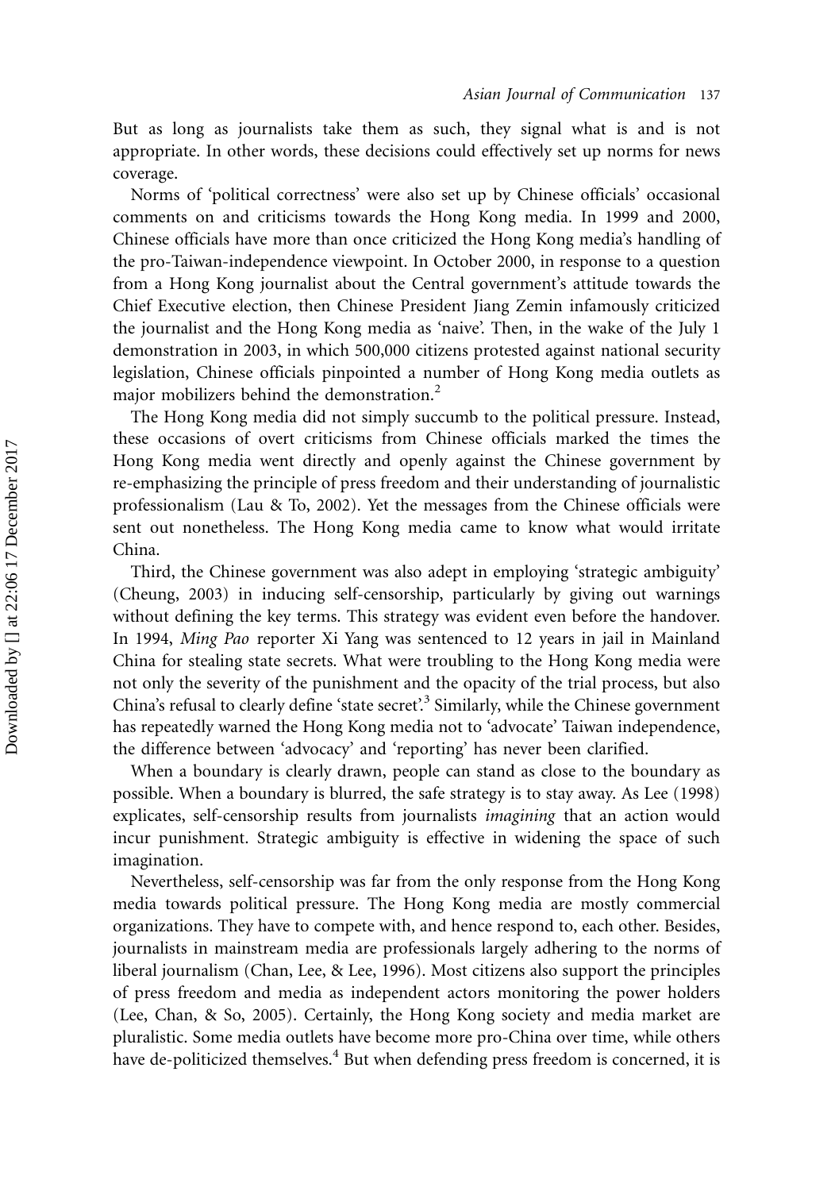But as long as journalists take them as such, they signal what is and is not appropriate. In other words, these decisions could effectively set up norms for news coverage.

Norms of 'political correctness' were also set up by Chinese officials' occasional comments on and criticisms towards the Hong Kong media. In 1999 and 2000, Chinese officials have more than once criticized the Hong Kong media's handling of the pro-Taiwan-independence viewpoint. In October 2000, in response to a question from a Hong Kong journalist about the Central government's attitude towards the Chief Executive election, then Chinese President Jiang Zemin infamously criticized the journalist and the Hong Kong media as 'naive'. Then, in the wake of the July 1 demonstration in 2003, in which 500,000 citizens protested against national security legislation, Chinese officials pinpointed a number of Hong Kong media outlets as major mobilizers behind the demonstration.[2]

The Hong Kong media did not simply succumb to the political pressure. Instead, these occasions of overt criticisms from Chinese officials marked the times the Hong Kong media went directly and openly against the Chinese government by re-emphasizing the principle of press freedom and their understanding of journalistic professionalism (Lau & To, 2002). Yet the messages from the Chinese officials were sent out nonetheless. The Hong Kong media came to know what would irritate China.

Third, the Chinese government was also adept in employing 'strategic ambiguity' (Cheung, 2003) in inducing self-censorship, particularly by giving out warnings without defining the key terms. This strategy was evident even before the handover. In 1994, *Ming Pao* reporter Xi Yang was sentenced to 12 years in jail in Mainland China for stealing state secrets. What were troubling to the Hong Kong media were not only the severity of the punishment and the opacity of the trial process, but also China's refusal to clearly define 'state secret'.[3] Similarly, while the Chinese government has repeatedly warned the Hong Kong media not to 'advocate' Taiwan independence, the difference between 'advocacy' and 'reporting' has never been clarified.

When a boundary is clearly drawn, people can stand as close to the boundary as possible. When a boundary is blurred, the safe strategy is to stay away. As Lee (1998) explicates, self-censorship results from journalists *imagining* that an action would incur punishment. Strategic ambiguity is effective in widening the space of such imagination.

Nevertheless, self-censorship was far from the only response from the Hong Kong media towards political pressure. The Hong Kong media are mostly commercial organizations. They have to compete with, and hence respond to, each other. Besides, journalists in mainstream media are professionals largely adhering to the norms of liberal journalism (Chan, Lee, & Lee, 1996). Most citizens also support the principles of press freedom and media as independent actors monitoring the power holders (Lee, Chan, & So, 2005). Certainly, the Hong Kong society and media market are pluralistic. Some media outlets have become more pro-China over time, while others have de-politicized themselves.[4] But when defending press freedom is concerned, it is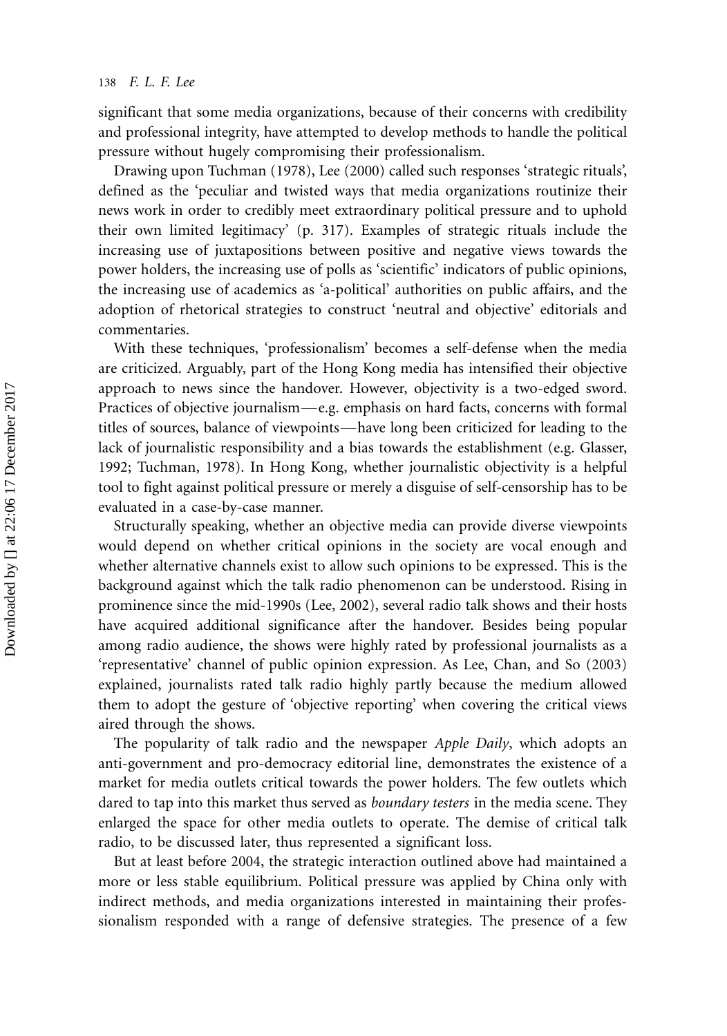significant that some media organizations, because of their concerns with credibility and professional integrity, have attempted to develop methods to handle the political pressure without hugely compromising their professionalism.

Drawing upon Tuchman (1978), Lee (2000) called such responses 'strategic rituals', defined as the 'peculiar and twisted ways that media organizations routinize their news work in order to credibly meet extraordinary political pressure and to uphold their own limited legitimacy' (p. 317). Examples of strategic rituals include the increasing use of juxtapositions between positive and negative views towards the power holders, the increasing use of polls as 'scientific' indicators of public opinions, the increasing use of academics as 'a-political' authorities on public affairs, and the adoption of rhetorical strategies to construct 'neutral and objective' editorials and commentaries.

With these techniques, 'professionalism' becomes a self-defense when the media are criticized. Arguably, part of the Hong Kong media has intensified their objective approach to news since the handover. However, objectivity is a two-edged sword. Practices of objective journalism—e.g. emphasis on hard facts, concerns with formal titles of sources, balance of viewpoints—have long been criticized for leading to the lack of journalistic responsibility and a bias towards the establishment (e.g. Glasser, 1992; Tuchman, 1978). In Hong Kong, whether journalistic objectivity is a helpful tool to fight against political pressure or merely a disguise of self-censorship has to be evaluated in a case-by-case manner.

Structurally speaking, whether an objective media can provide diverse viewpoints would depend on whether critical opinions in the society are vocal enough and whether alternative channels exist to allow such opinions to be expressed. This is the background against which the talk radio phenomenon can be understood. Rising in prominence since the mid-1990s (Lee, 2002), several radio talk shows and their hosts have acquired additional significance after the handover. Besides being popular among radio audience, the shows were highly rated by professional journalists as a 'representative' channel of public opinion expression. As Lee, Chan, and So (2003) explained, journalists rated talk radio highly partly because the medium allowed them to adopt the gesture of 'objective reporting' when covering the critical views aired through the shows.

The popularity of talk radio and the newspaper *Apple Daily*, which adopts an anti-government and pro-democracy editorial line, demonstrates the existence of a market for media outlets critical towards the power holders. The few outlets which dared to tap into this market thus served as *boundary testers* in the media scene. They enlarged the space for other media outlets to operate. The demise of critical talk radio, to be discussed later, thus represented a significant loss.

But at least before 2004, the strategic interaction outlined above had maintained a more or less stable equilibrium. Political pressure was applied by China only with indirect methods, and media organizations interested in maintaining their professionalism responded with a range of defensive strategies. The presence of a few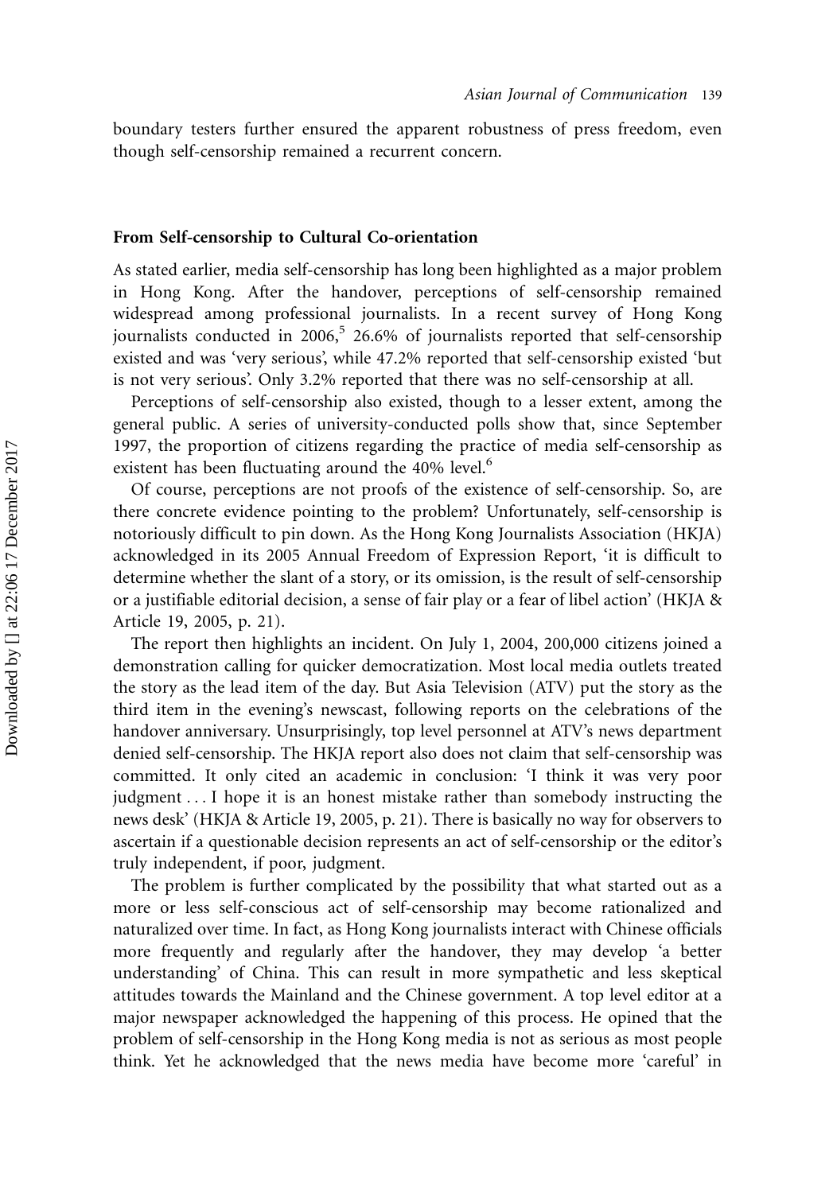boundary testers further ensured the apparent robustness of press freedom, even though self-censorship remained a recurrent concern.

## From Self-censorship to Cultural Co-orientation

As stated earlier, media self-censorship has long been highlighted as a major problem in Hong Kong. After the handover, perceptions of self-censorship remained widespread among professional journalists. In a recent survey of Hong Kong journalists conducted in 2006,[5] 26.6% of journalists reported that self-censorship existed and was 'very serious', while 47.2% reported that self-censorship existed 'but is not very serious'. Only 3.2% reported that there was no self-censorship at all.

Perceptions of self-censorship also existed, though to a lesser extent, among the general public. A series of university-conducted polls show that, since September 1997, the proportion of citizens regarding the practice of media self-censorship as existent has been fluctuating around the 40% level.[6]

Of course, perceptions are not proofs of the existence of self-censorship. So, are there concrete evidence pointing to the problem? Unfortunately, self-censorship is notoriously difficult to pin down. As the Hong Kong Journalists Association (HKJA) acknowledged in its 2005 Annual Freedom of Expression Report, 'it is difficult to determine whether the slant of a story, or its omission, is the result of self-censorship or a justifiable editorial decision, a sense of fair play or a fear of libel action' (HKJA & Article 19, 2005, p. 21).

The report then highlights an incident. On July 1, 2004, 200,000 citizens joined a demonstration calling for quicker democratization. Most local media outlets treated the story as the lead item of the day. But Asia Television (ATV) put the story as the third item in the evening's newscast, following reports on the celebrations of the handover anniversary. Unsurprisingly, top level personnel at ATV's news department denied self-censorship. The HKJA report also does not claim that self-censorship was committed. It only cited an academic in conclusion: 'I think it was very poor judgment . . . I hope it is an honest mistake rather than somebody instructing the news desk' (HKJA & Article 19, 2005, p. 21). There is basically no way for observers to ascertain if a questionable decision represents an act of self-censorship or the editor's truly independent, if poor, judgment.

The problem is further complicated by the possibility that what started out as a more or less self-conscious act of self-censorship may become rationalized and naturalized over time. In fact, as Hong Kong journalists interact with Chinese officials more frequently and regularly after the handover, they may develop 'a better understanding' of China. This can result in more sympathetic and less skeptical attitudes towards the Mainland and the Chinese government. A top level editor at a major newspaper acknowledged the happening of this process. He opined that the problem of self-censorship in the Hong Kong media is not as serious as most people think. Yet he acknowledged that the news media have become more 'careful' in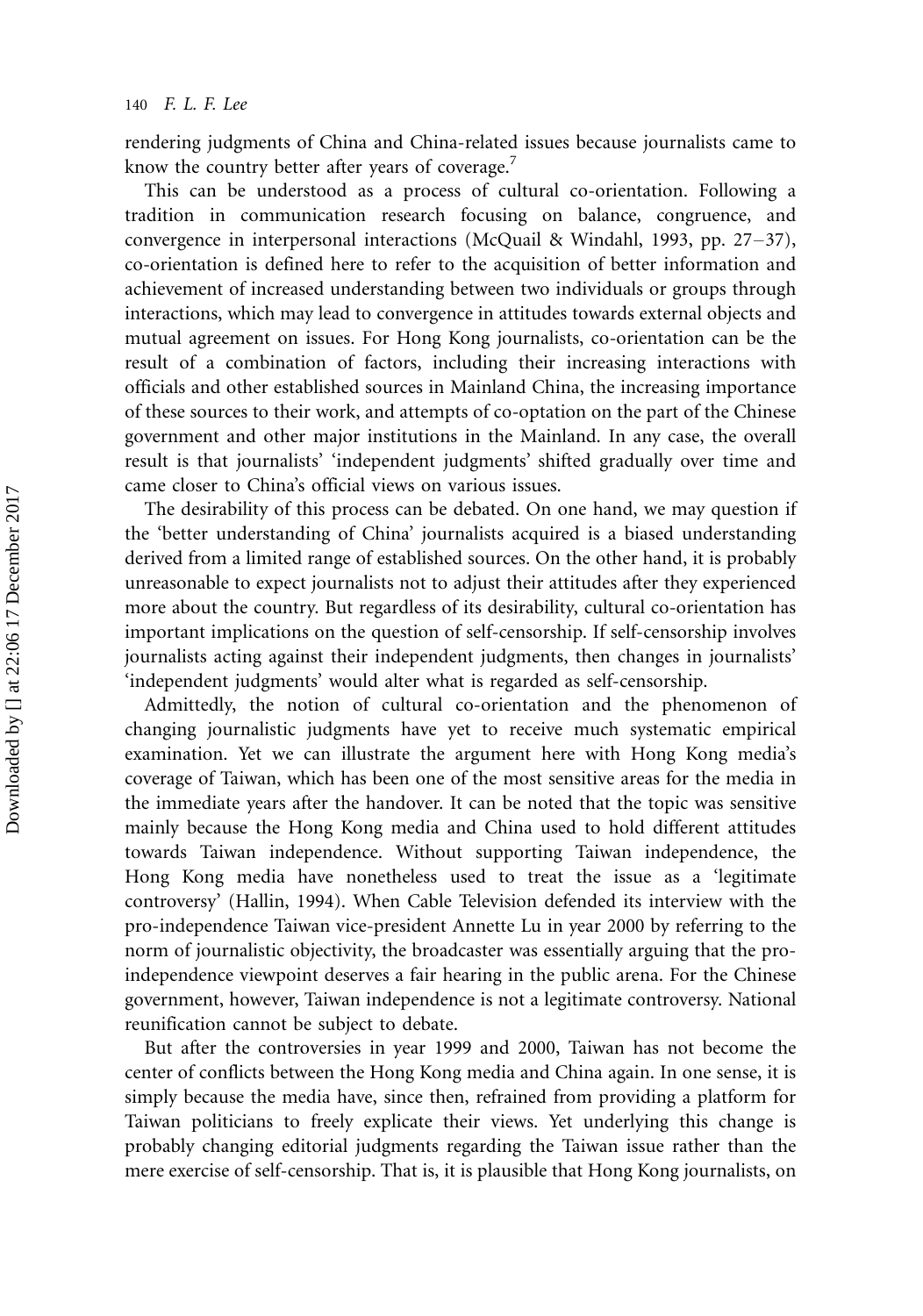rendering judgments of China and China-related issues because journalists came to know the country better after years of coverage.[7]

This can be understood as a process of cultural co-orientation. Following a tradition in communication research focusing on balance, congruence, and convergence in interpersonal interactions (McQuail & Windahl, 1993, pp. 27–37), co-orientation is defined here to refer to the acquisition of better information and achievement of increased understanding between two individuals or groups through interactions, which may lead to convergence in attitudes towards external objects and mutual agreement on issues. For Hong Kong journalists, co-orientation can be the result of a combination of factors, including their increasing interactions with officials and other established sources in Mainland China, the increasing importance of these sources to their work, and attempts of co-optation on the part of the Chinese government and other major institutions in the Mainland. In any case, the overall result is that journalists' 'independent judgments' shifted gradually over time and came closer to China's official views on various issues.

The desirability of this process can be debated. On one hand, we may question if the 'better understanding of China' journalists acquired is a biased understanding derived from a limited range of established sources. On the other hand, it is probably unreasonable to expect journalists not to adjust their attitudes after they experienced more about the country. But regardless of its desirability, cultural co-orientation has important implications on the question of self-censorship. If self-censorship involves journalists acting against their independent judgments, then changes in journalists' 'independent judgments' would alter what is regarded as self-censorship.

Admittedly, the notion of cultural co-orientation and the phenomenon of changing journalistic judgments have yet to receive much systematic empirical examination. Yet we can illustrate the argument here with Hong Kong media's coverage of Taiwan, which has been one of the most sensitive areas for the media in the immediate years after the handover. It can be noted that the topic was sensitive mainly because the Hong Kong media and China used to hold different attitudes towards Taiwan independence. Without supporting Taiwan independence, the Hong Kong media have nonetheless used to treat the issue as a 'legitimate controversy' (Hallin, 1994). When Cable Television defended its interview with the pro-independence Taiwan vice-president Annette Lu in year 2000 by referring to the norm of journalistic objectivity, the broadcaster was essentially arguing that the pro-independence viewpoint deserves a fair hearing in the public arena. For the Chinese government, however, Taiwan independence is not a legitimate controversy. National reunification cannot be subject to debate.

But after the controversies in year 1999 and 2000, Taiwan has not become the center of conflicts between the Hong Kong media and China again. In one sense, it is simply because the media have, since then, refrained from providing a platform for Taiwan politicians to freely explicate their views. Yet underlying this change is probably changing editorial judgments regarding the Taiwan issue rather than the mere exercise of self-censorship. That is, it is plausible that Hong Kong journalists, on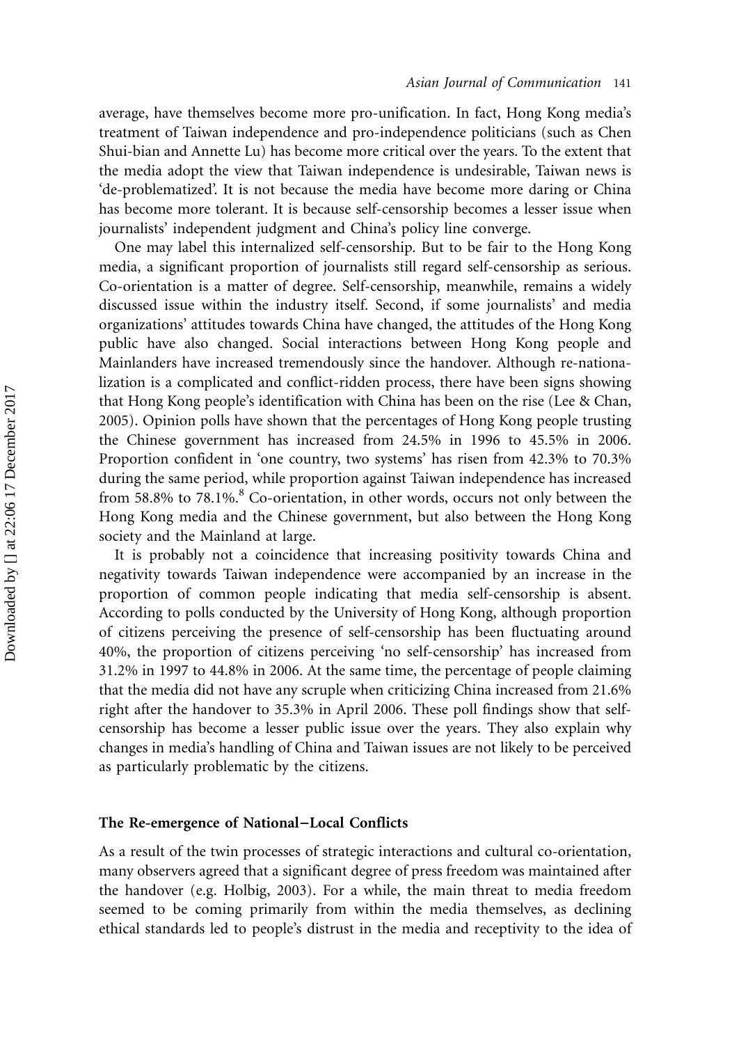average, have themselves become more pro-unification. In fact, Hong Kong media's treatment of Taiwan independence and pro-independence politicians (such as Chen Shui-bian and Annette Lu) has become more critical over the years. To the extent that the media adopt the view that Taiwan independence is undesirable, Taiwan news is 'de-problematized'. It is not because the media have become more daring or China has become more tolerant. It is because self-censorship becomes a lesser issue when journalists' independent judgment and China's policy line converge.

One may label this internalized self-censorship. But to be fair to the Hong Kong media, a significant proportion of journalists still regard self-censorship as serious. Co-orientation is a matter of degree. Self-censorship, meanwhile, remains a widely discussed issue within the industry itself. Second, if some journalists' and media organizations' attitudes towards China have changed, the attitudes of the Hong Kong public have also changed. Social interactions between Hong Kong people and Mainlanders have increased tremendously since the handover. Although re-nationalization is a complicated and conflict-ridden process, there have been signs showing that Hong Kong people's identification with China has been on the rise (Lee & Chan, 2005). Opinion polls have shown that the percentages of Hong Kong people trusting the Chinese government has increased from 24.5% in 1996 to 45.5% in 2006. Proportion confident in 'one country, two systems' has risen from 42.3% to 70.3% during the same period, while proportion against Taiwan independence has increased from 58.8% to 78.1%.[8] Co-orientation, in other words, occurs not only between the Hong Kong media and the Chinese government, but also between the Hong Kong society and the Mainland at large.

It is probably not a coincidence that increasing positivity towards China and negativity towards Taiwan independence were accompanied by an increase in the proportion of common people indicating that media self-censorship is absent. According to polls conducted by the University of Hong Kong, although proportion of citizens perceiving the presence of self-censorship has been fluctuating around 40%, the proportion of citizens perceiving 'no self-censorship' has increased from 31.2% in 1997 to 44.8% in 2006. At the same time, the percentage of people claiming that the media did not have any scruple when criticizing China increased from 21.6% right after the handover to 35.3% in April 2006. These poll findings show that self-censorship has become a lesser public issue over the years. They also explain why changes in media's handling of China and Taiwan issues are not likely to be perceived as particularly problematic by the citizens.

## The Re-emergence of National–Local Conflicts

As a result of the twin processes of strategic interactions and cultural co-orientation, many observers agreed that a significant degree of press freedom was maintained after the handover (e.g. Holbig, 2003). For a while, the main threat to media freedom seemed to be coming primarily from within the media themselves, as declining ethical standards led to people's distrust in the media and receptivity to the idea of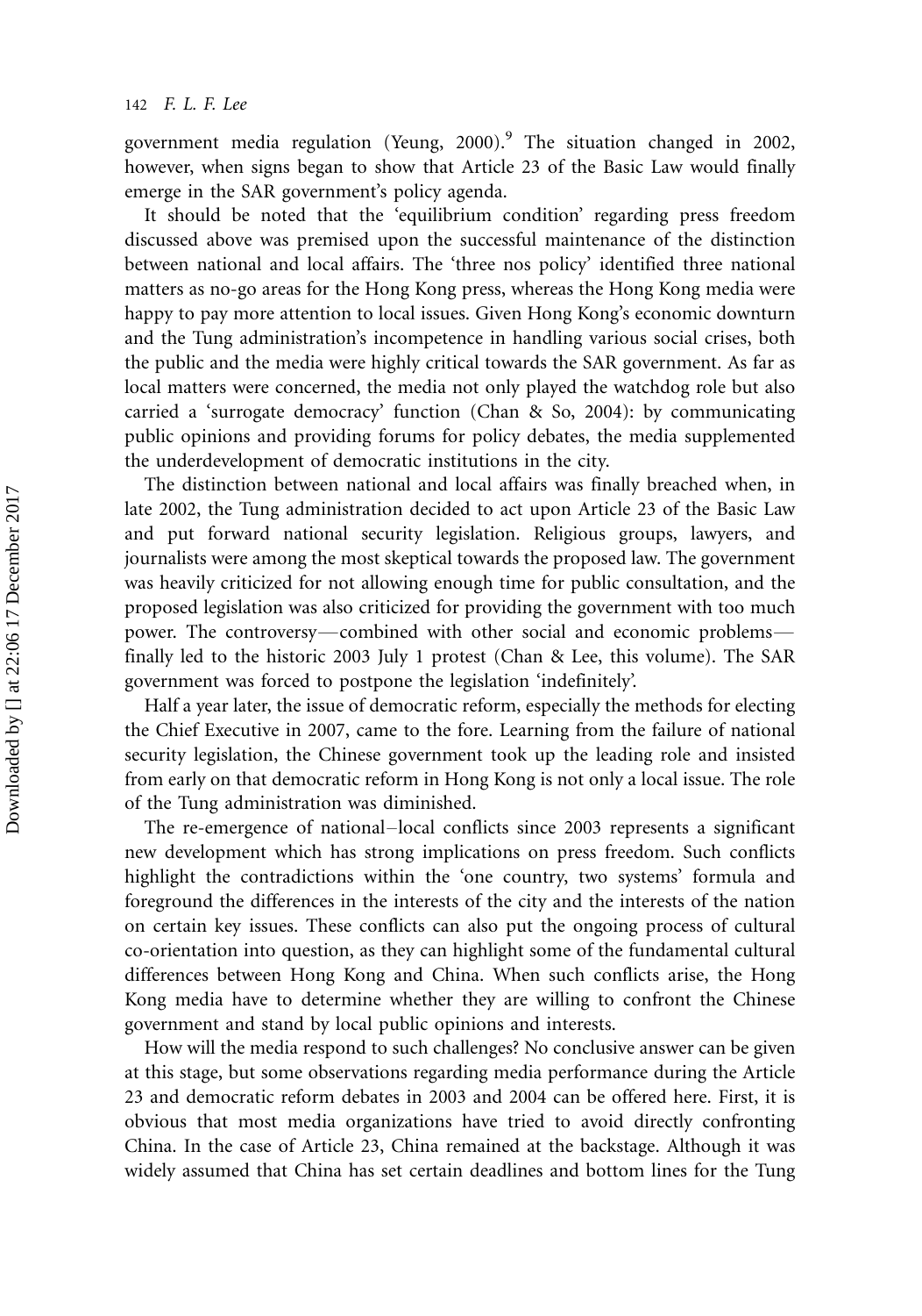government media regulation (Yeung, 2000).[9] The situation changed in 2002, however, when signs began to show that Article 23 of the Basic Law would finally emerge in the SAR government's policy agenda.

It should be noted that the 'equilibrium condition' regarding press freedom discussed above was premised upon the successful maintenance of the distinction between national and local affairs. The 'three nos policy' identified three national matters as no-go areas for the Hong Kong press, whereas the Hong Kong media were happy to pay more attention to local issues. Given Hong Kong's economic downturn and the Tung administration's incompetence in handling various social crises, both the public and the media were highly critical towards the SAR government. As far as local matters were concerned, the media not only played the watchdog role but also carried a 'surrogate democracy' function (Chan & So, 2004): by communicating public opinions and providing forums for policy debates, the media supplemented the underdevelopment of democratic institutions in the city.

The distinction between national and local affairs was finally breached when, in late 2002, the Tung administration decided to act upon Article 23 of the Basic Law and put forward national security legislation. Religious groups, lawyers, and journalists were among the most skeptical towards the proposed law. The government was heavily criticized for not allowing enough time for public consultation, and the proposed legislation was also criticized for providing the government with too much power. The controversy—combined with other social and economic problems—finally led to the historic 2003 July 1 protest (Chan & Lee, this volume). The SAR government was forced to postpone the legislation 'indefinitely'.

Half a year later, the issue of democratic reform, especially the methods for electing the Chief Executive in 2007, came to the fore. Learning from the failure of national security legislation, the Chinese government took up the leading role and insisted from early on that democratic reform in Hong Kong is not only a local issue. The role of the Tung administration was diminished.

The re-emergence of national–local conflicts since 2003 represents a significant new development which has strong implications on press freedom. Such conflicts highlight the contradictions within the 'one country, two systems' formula and foreground the differences in the interests of the city and the interests of the nation on certain key issues. These conflicts can also put the ongoing process of cultural co-orientation into question, as they can highlight some of the fundamental cultural differences between Hong Kong and China. When such conflicts arise, the Hong Kong media have to determine whether they are willing to confront the Chinese government and stand by local public opinions and interests.

How will the media respond to such challenges? No conclusive answer can be given at this stage, but some observations regarding media performance during the Article 23 and democratic reform debates in 2003 and 2004 can be offered here. First, it is obvious that most media organizations have tried to avoid directly confronting China. In the case of Article 23, China remained at the backstage. Although it was widely assumed that China has set certain deadlines and bottom lines for the Tung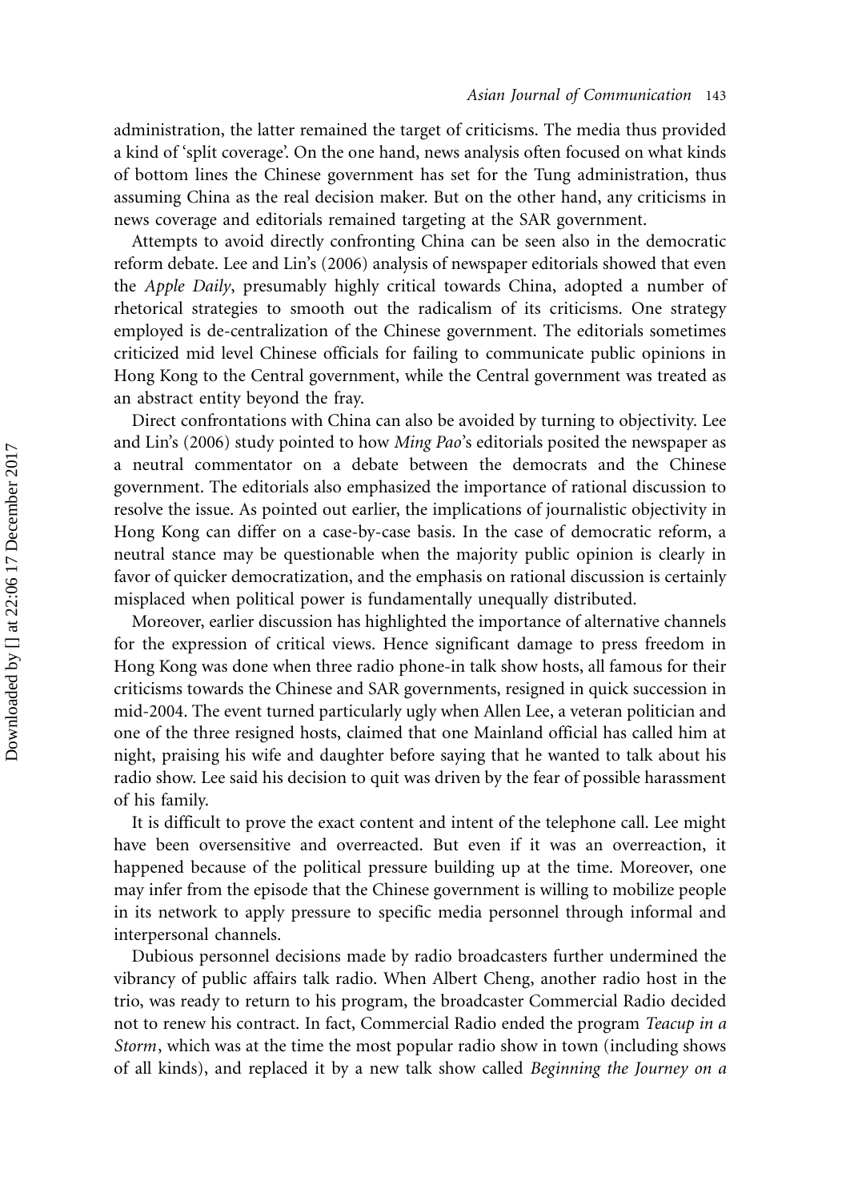administration, the latter remained the target of criticisms. The media thus provided a kind of 'split coverage'. On the one hand, news analysis often focused on what kinds of bottom lines the Chinese government has set for the Tung administration, thus assuming China as the real decision maker. But on the other hand, any criticisms in news coverage and editorials remained targeting at the SAR government.

Attempts to avoid directly confronting China can be seen also in the democratic reform debate. Lee and Lin's (2006) analysis of newspaper editorials showed that even the *Apple Daily*, presumably highly critical towards China, adopted a number of rhetorical strategies to smooth out the radicalism of its criticisms. One strategy employed is de-centralization of the Chinese government. The editorials sometimes criticized mid level Chinese officials for failing to communicate public opinions in Hong Kong to the Central government, while the Central government was treated as an abstract entity beyond the fray.

Direct confrontations with China can also be avoided by turning to objectivity. Lee and Lin's (2006) study pointed to how *Ming Pao*'s editorials posited the newspaper as a neutral commentator on a debate between the democrats and the Chinese government. The editorials also emphasized the importance of rational discussion to resolve the issue. As pointed out earlier, the implications of journalistic objectivity in Hong Kong can differ on a case-by-case basis. In the case of democratic reform, a neutral stance may be questionable when the majority public opinion is clearly in favor of quicker democratization, and the emphasis on rational discussion is certainly misplaced when political power is fundamentally unequally distributed.

Moreover, earlier discussion has highlighted the importance of alternative channels for the expression of critical views. Hence significant damage to press freedom in Hong Kong was done when three radio phone-in talk show hosts, all famous for their criticisms towards the Chinese and SAR governments, resigned in quick succession in mid-2004. The event turned particularly ugly when Allen Lee, a veteran politician and one of the three resigned hosts, claimed that one Mainland official has called him at night, praising his wife and daughter before saying that he wanted to talk about his radio show. Lee said his decision to quit was driven by the fear of possible harassment of his family.

It is difficult to prove the exact content and intent of the telephone call. Lee might have been oversensitive and overreacted. But even if it was an overreaction, it happened because of the political pressure building up at the time. Moreover, one may infer from the episode that the Chinese government is willing to mobilize people in its network to apply pressure to specific media personnel through informal and interpersonal channels.

Dubious personnel decisions made by radio broadcasters further undermined the vibrancy of public affairs talk radio. When Albert Cheng, another radio host in the trio, was ready to return to his program, the broadcaster Commercial Radio decided not to renew his contract. In fact, Commercial Radio ended the program *Teacup in a Storm*, which was at the time the most popular radio show in town (including shows of all kinds), and replaced it by a new talk show called *Beginning the Journey on a*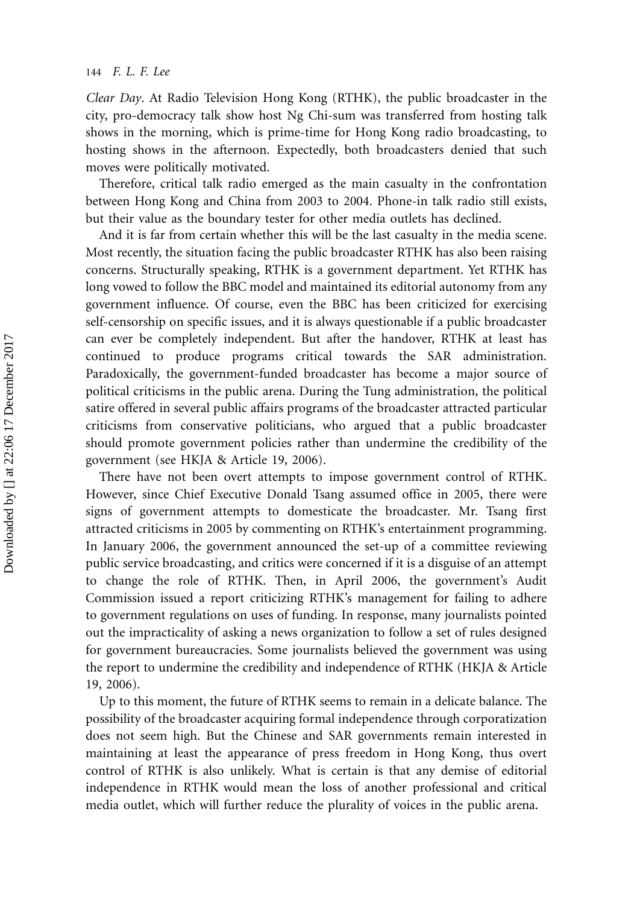*Clear Day*. At Radio Television Hong Kong (RTHK), the public broadcaster in the city, pro-democracy talk show host Ng Chi-sum was transferred from hosting talk shows in the morning, which is prime-time for Hong Kong radio broadcasting, to hosting shows in the afternoon. Expectedly, both broadcasters denied that such moves were politically motivated.

Therefore, critical talk radio emerged as the main casualty in the confrontation between Hong Kong and China from 2003 to 2004. Phone-in talk radio still exists, but their value as the boundary tester for other media outlets has declined.

And it is far from certain whether this will be the last casualty in the media scene. Most recently, the situation facing the public broadcaster RTHK has also been raising concerns. Structurally speaking, RTHK is a government department. Yet RTHK has long vowed to follow the BBC model and maintained its editorial autonomy from any government influence. Of course, even the BBC has been criticized for exercising self-censorship on specific issues, and it is always questionable if a public broadcaster can ever be completely independent. But after the handover, RTHK at least has continued to produce programs critical towards the SAR administration. Paradoxically, the government-funded broadcaster has become a major source of political criticisms in the public arena. During the Tung administration, the political satire offered in several public affairs programs of the broadcaster attracted particular criticisms from conservative politicians, who argued that a public broadcaster should promote government policies rather than undermine the credibility of the government (see HKJA & Article 19, 2006).

There have not been overt attempts to impose government control of RTHK. However, since Chief Executive Donald Tsang assumed office in 2005, there were signs of government attempts to domesticate the broadcaster. Mr. Tsang first attracted criticisms in 2005 by commenting on RTHK's entertainment programming. In January 2006, the government announced the set-up of a committee reviewing public service broadcasting, and critics were concerned if it is a disguise of an attempt to change the role of RTHK. Then, in April 2006, the government's Audit Commission issued a report criticizing RTHK's management for failing to adhere to government regulations on uses of funding. In response, many journalists pointed out the impracticality of asking a news organization to follow a set of rules designed for government bureaucracies. Some journalists believed the government was using the report to undermine the credibility and independence of RTHK (HKJA & Article 19, 2006).

Up to this moment, the future of RTHK seems to remain in a delicate balance. The possibility of the broadcaster acquiring formal independence through corporatization does not seem high. But the Chinese and SAR governments remain interested in maintaining at least the appearance of press freedom in Hong Kong, thus overt control of RTHK is also unlikely. What is certain is that any demise of editorial independence in RTHK would mean the loss of another professional and critical media outlet, which will further reduce the plurality of voices in the public arena.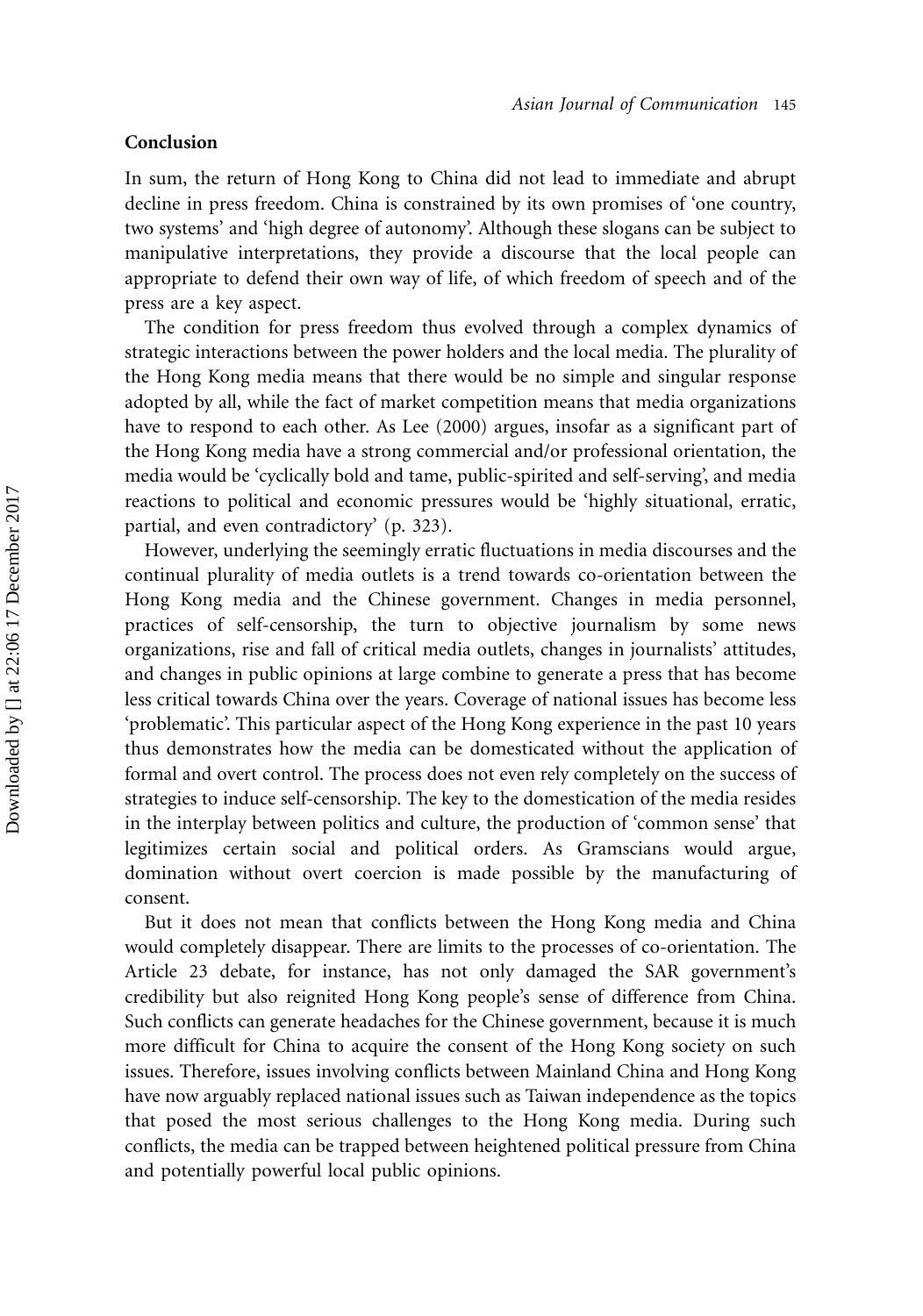## Conclusion

In sum, the return of Hong Kong to China did not lead to immediate and abrupt decline in press freedom. China is constrained by its own promises of 'one country, two systems' and 'high degree of autonomy'. Although these slogans can be subject to manipulative interpretations, they provide a discourse that the local people can appropriate to defend their own way of life, of which freedom of speech and of the press are a key aspect.

The condition for press freedom thus evolved through a complex dynamics of strategic interactions between the power holders and the local media. The plurality of the Hong Kong media means that there would be no simple and singular response adopted by all, while the fact of market competition means that media organizations have to respond to each other. As Lee (2000) argues, insofar as a significant part of the Hong Kong media have a strong commercial and/or professional orientation, the media would be 'cyclically bold and tame, public-spirited and self-serving', and media reactions to political and economic pressures would be 'highly situational, erratic, partial, and even contradictory' (p. 323).

However, underlying the seemingly erratic fluctuations in media discourses and the continual plurality of media outlets is a trend towards co-orientation between the Hong Kong media and the Chinese government. Changes in media personnel, practices of self-censorship, the turn to objective journalism by some news organizations, rise and fall of critical media outlets, changes in journalists' attitudes, and changes in public opinions at large combine to generate a press that has become less critical towards China over the years. Coverage of national issues has become less 'problematic'. This particular aspect of the Hong Kong experience in the past 10 years thus demonstrates how the media can be domesticated without the application of formal and overt control. The process does not even rely completely on the success of strategies to induce self-censorship. The key to the domestication of the media resides in the interplay between politics and culture, the production of 'common sense' that legitimizes certain social and political orders. As Gramscians would argue, domination without overt coercion is made possible by the manufacturing of consent.

But it does not mean that conflicts between the Hong Kong media and China would completely disappear. There are limits to the processes of co-orientation. The Article 23 debate, for instance, has not only damaged the SAR government's credibility but also reignited Hong Kong people's sense of difference from China. Such conflicts can generate headaches for the Chinese government, because it is much more difficult for China to acquire the consent of the Hong Kong society on such issues. Therefore, issues involving conflicts between Mainland China and Hong Kong have now arguably replaced national issues such as Taiwan independence as the topics that posed the most serious challenges to the Hong Kong media. During such conflicts, the media can be trapped between heightened political pressure from China and potentially powerful local public opinions.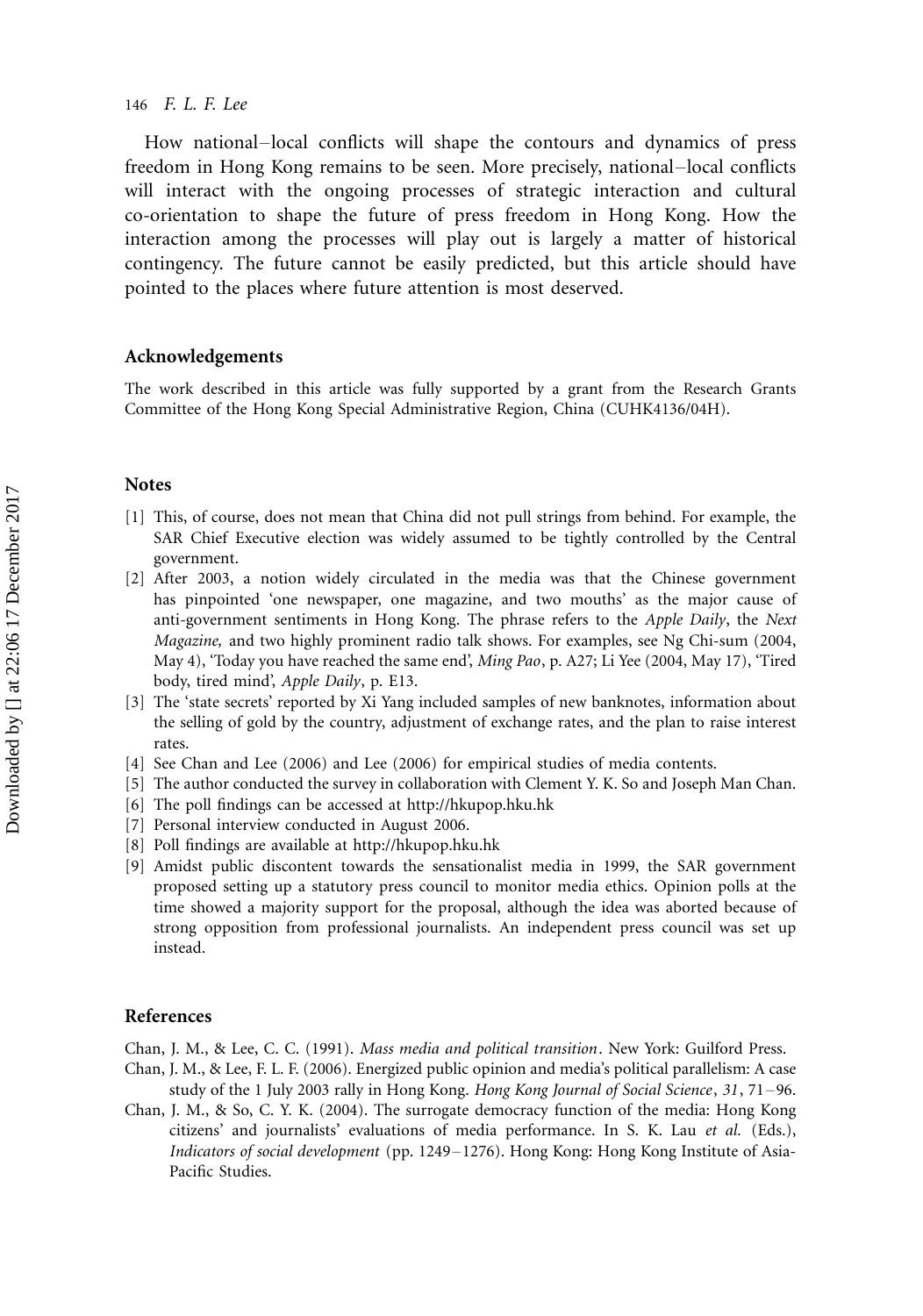How national–local conflicts will shape the contours and dynamics of press freedom in Hong Kong remains to be seen. More precisely, national–local conflicts will interact with the ongoing processes of strategic interaction and cultural co-orientation to shape the future of press freedom in Hong Kong. How the interaction among the processes will play out is largely a matter of historical contingency. The future cannot be easily predicted, but this article should have pointed to the places where future attention is most deserved.

## Acknowledgements

The work described in this article was fully supported by a grant from the Research Grants Committee of the Hong Kong Special Administrative Region, China (CUHK4136/04H).

## Notes

[1] This, of course, does not mean that China did not pull strings from behind. For example, the SAR Chief Executive election was widely assumed to be tightly controlled by the Central government.

[2] After 2003, a notion widely circulated in the media was that the Chinese government has pinpointed 'one newspaper, one magazine, and two mouths' as the major cause of anti-government sentiments in Hong Kong. The phrase refers to the *Apple Daily*, the *Next Magazine,* and two highly prominent radio talk shows. For examples, see Ng Chi-sum (2004, May 4), 'Today you have reached the same end', *Ming Pao*, p. A27; Li Yee (2004, May 17), 'Tired body, tired mind', *Apple Daily*, p. E13.

[3] The 'state secrets' reported by Xi Yang included samples of new banknotes, information about the selling of gold by the country, adjustment of exchange rates, and the plan to raise interest rates.

[4] See Chan and Lee (2006) and Lee (2006) for empirical studies of media contents.

[5] The author conducted the survey in collaboration with Clement Y. K. So and Joseph Man Chan.

[6] The poll findings can be accessed at http://hkupop.hku.hk

[7] Personal interview conducted in August 2006.

[8] Poll findings are available at http://hkupop.hku.hk

[9] Amidst public discontent towards the sensationalist media in 1999, the SAR government proposed setting up a statutory press council to monitor media ethics. Opinion polls at the time showed a majority support for the proposal, although the idea was aborted because of strong opposition from professional journalists. An independent press council was set up instead.

## References

Chan, J. M., & Lee, C. C. (1991). *Mass media and political transition*. New York: Guilford Press.

Chan, J. M., & Lee, F. L. F. (2006). Energized public opinion and media's political parallelism: A case study of the 1 July 2003 rally in Hong Kong. *Hong Kong Journal of Social Science*, *31*, 71–96.

Chan, J. M., & So, C. Y. K. (2004). The surrogate democracy function of the media: Hong Kong citizens' and journalists' evaluations of media performance. In S. K. Lau *et al.* (Eds.), *Indicators of social development* (pp. 1249–1276). Hong Kong: Hong Kong Institute of Asia-Pacific Studies.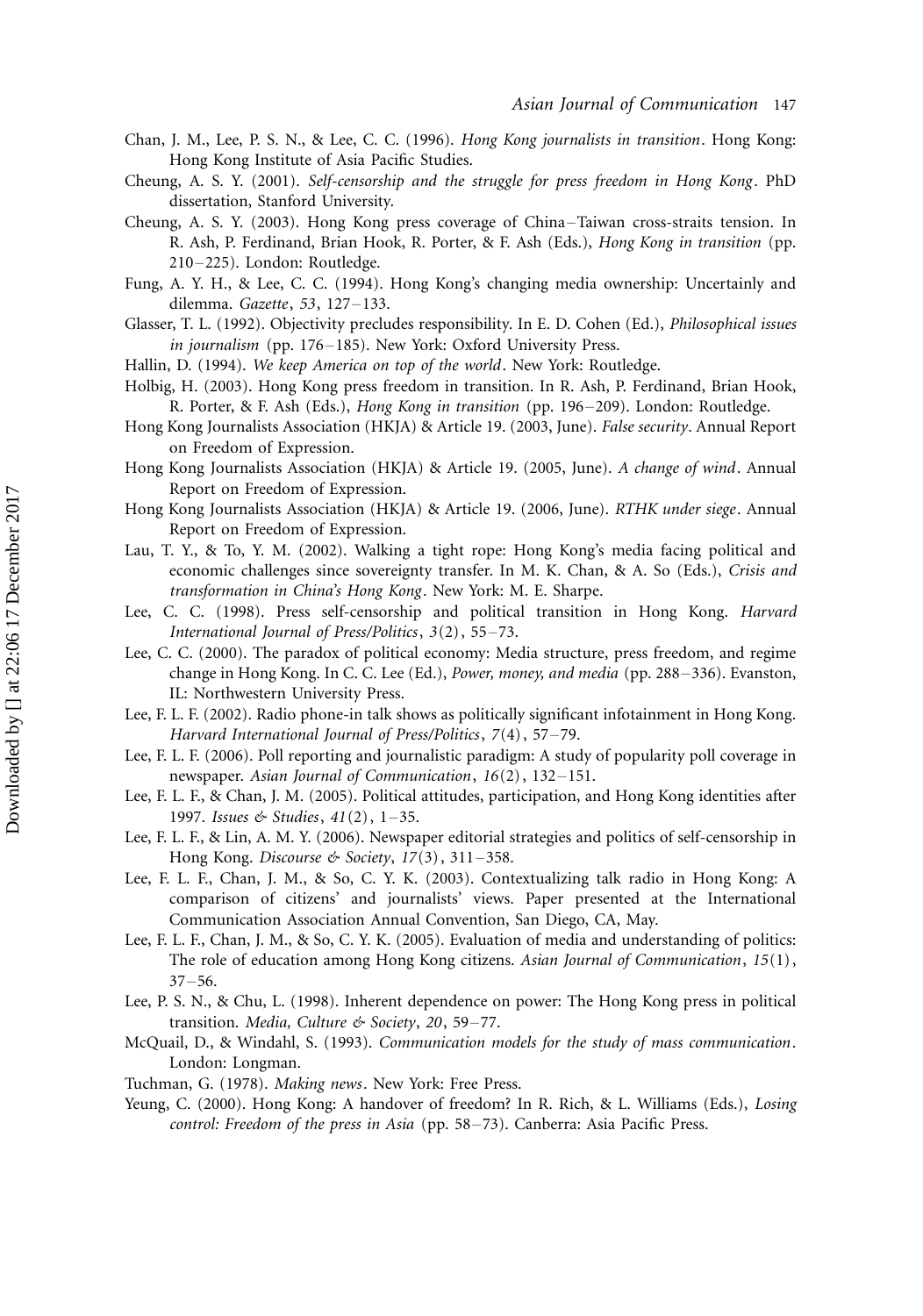Chan, J. M., Lee, P. S. N., & Lee, C. C. (1996). *Hong Kong journalists in transition*. Hong Kong: Hong Kong Institute of Asia Pacific Studies.

Cheung, A. S. Y. (2001). *Self-censorship and the struggle for press freedom in Hong Kong*. PhD dissertation, Stanford University.

Cheung, A. S. Y. (2003). Hong Kong press coverage of China–Taiwan cross-straits tension. In R. Ash, P. Ferdinand, Brian Hook, R. Porter, & F. Ash (Eds.), *Hong Kong in transition* (pp. 210–225). London: Routledge.

Fung, A. Y. H., & Lee, C. C. (1994). Hong Kong's changing media ownership: Uncertainly and dilemma. *Gazette*, *53*, 127–133.

Glasser, T. L. (1992). Objectivity precludes responsibility. In E. D. Cohen (Ed.), *Philosophical issues in journalism* (pp. 176–185). New York: Oxford University Press.

Hallin, D. (1994). *We keep America on top of the world*. New York: Routledge.

Holbig, H. (2003). Hong Kong press freedom in transition. In R. Ash, P. Ferdinand, Brian Hook, R. Porter, & F. Ash (Eds.), *Hong Kong in transition* (pp. 196–209). London: Routledge.

Hong Kong Journalists Association (HKJA) & Article 19. (2003, June). *False security*. Annual Report on Freedom of Expression.

Hong Kong Journalists Association (HKJA) & Article 19. (2005, June). *A change of wind*. Annual Report on Freedom of Expression.

Hong Kong Journalists Association (HKJA) & Article 19. (2006, June). *RTHK under siege*. Annual Report on Freedom of Expression.

Lau, T. Y., & To, Y. M. (2002). Walking a tight rope: Hong Kong's media facing political and economic challenges since sovereignty transfer. In M. K. Chan, & A. So (Eds.), *Crisis and transformation in China's Hong Kong*. New York: M. E. Sharpe.

Lee, C. C. (1998). Press self-censorship and political transition in Hong Kong. *Harvard International Journal of Press/Politics*, *3*(2), 55–73.

Lee, C. C. (2000). The paradox of political economy: Media structure, press freedom, and regime change in Hong Kong. In C. C. Lee (Ed.), *Power, money, and media* (pp. 288–336). Evanston, IL: Northwestern University Press.

Lee, F. L. F. (2002). Radio phone-in talk shows as politically significant infotainment in Hong Kong. *Harvard International Journal of Press/Politics*, *7*(4), 57–79.

Lee, F. L. F. (2006). Poll reporting and journalistic paradigm: A study of popularity poll coverage in newspaper. *Asian Journal of Communication*, *16*(2), 132–151.

Lee, F. L. F., & Chan, J. M. (2005). Political attitudes, participation, and Hong Kong identities after 1997. *Issues & Studies*, *41*(2), 1–35.

Lee, F. L. F., & Lin, A. M. Y. (2006). Newspaper editorial strategies and politics of self-censorship in Hong Kong. *Discourse & Society*, *17*(3), 311–358.

Lee, F. L. F., Chan, J. M., & So, C. Y. K. (2003). Contextualizing talk radio in Hong Kong: A comparison of citizens' and journalists' views. Paper presented at the International Communication Association Annual Convention, San Diego, CA, May.

Lee, F. L. F., Chan, J. M., & So, C. Y. K. (2005). Evaluation of media and understanding of politics: The role of education among Hong Kong citizens. *Asian Journal of Communication*, *15*(1), 37–56.

Lee, P. S. N., & Chu, L. (1998). Inherent dependence on power: The Hong Kong press in political transition. *Media, Culture & Society*, *20*, 59–77.

McQuail, D., & Windahl, S. (1993). *Communication models for the study of mass communication*. London: Longman.

Tuchman, G. (1978). *Making news*. New York: Free Press.

Yeung, C. (2000). Hong Kong: A handover of freedom? In R. Rich, & L. Williams (Eds.), *Losing control: Freedom of the press in Asia* (pp. 58–73). Canberra: Asia Pacific Press.